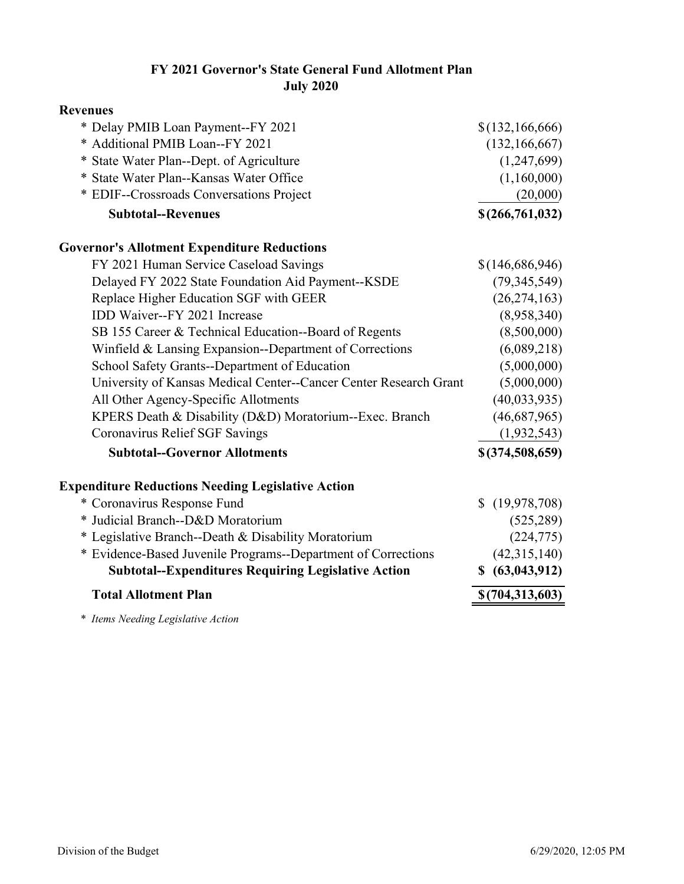# FY 2021 Governor's State General Fund Allotment Plan
## July 2020

| | |
|---|---|
| **Revenues** | |
| * Delay PMIB Loan Payment--FY 2021 | $ (132,166,666) |
| * Additional PMIB Loan--FY 2021 | (132,166,667) |
| * State Water Plan--Dept. of Agriculture | (1,247,699) |
| * State Water Plan--Kansas Water Office | (1,160,000) |
| * EDIF--Crossroads Conversations Project | (20,000) |
| **Subtotal--Revenues** | **$ (266,761,032)** |
| | |
| **Governor's Allotment Expenditure Reductions** | |
| FY 2021 Human Service Caseload Savings | $ (146,686,946) |
| Delayed FY 2022 State Foundation Aid Payment--KSDE | (79,345,549) |
| Replace Higher Education SGF with GEER | (26,274,163) |
| IDD Waiver--FY 2021 Increase | (8,958,340) |
| SB 155 Career & Technical Education--Board of Regents | (8,500,000) |
| Winfield & Lansing Expansion--Department of Corrections | (6,089,218) |
| School Safety Grants--Department of Education | (5,000,000) |
| University of Kansas Medical Center--Cancer Center Research Grant | (5,000,000) |
| All Other Agency-Specific Allotments | (40,033,935) |
| KPERS Death & Disability (D&D) Moratorium--Exec. Branch | (46,687,965) |
| Coronavirus Relief SGF Savings | (1,932,543) |
| **Subtotal--Governor Allotments** | **$ (374,508,659)** |
| | |
| **Expenditure Reductions Needing Legislative Action** | |
| * Coronavirus Response Fund | $ (19,978,708) |
| * Judicial Branch--D&D Moratorium | (525,289) |
| * Legislative Branch--Death & Disability Moratorium | (224,775) |
| * Evidence-Based Juvenile Programs--Department of Corrections | (42,315,140) |
| **Subtotal--Expenditures Requiring Legislative Action** | **$ (63,043,912)** |
| **Total Allotment Plan** | **$ (704,313,603)** |

* *Items Needing Legislative Action*

Division of the Budget 6/29/2020, 12:05 PM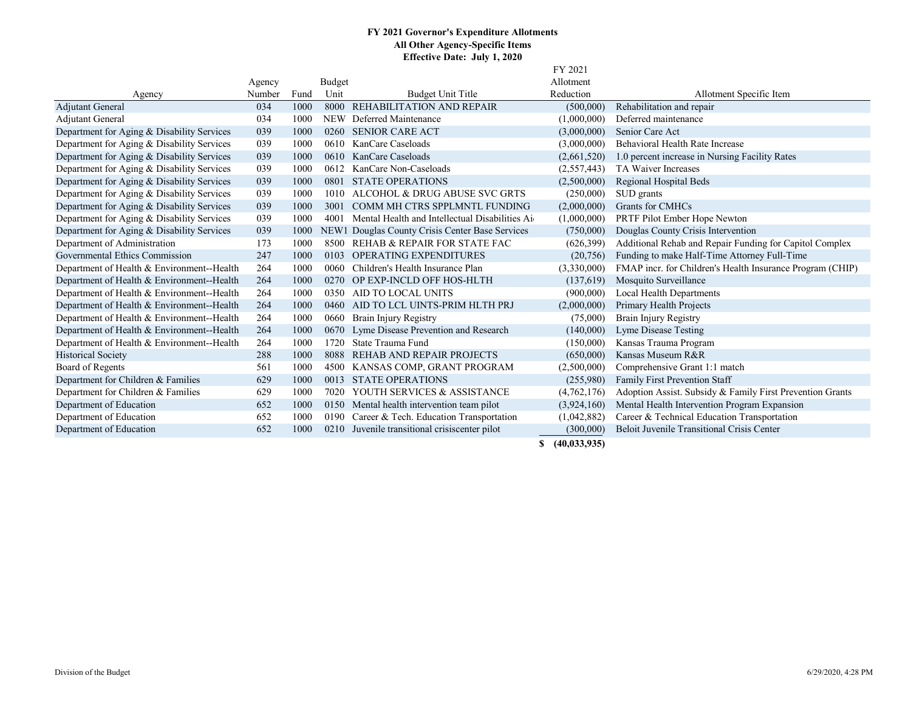**FY 2021 Governor's Expenditure Allotments**
**All Other Agency-Specific Items**
**Effective Date: July 1, 2020**

| Agency | Agency Number | Fund | Budget Unit | Budget Unit Title | FY 2021 Allotment Reduction | Allotment Specific Item |
|---|---|---|---|---|---|---|
| Adjutant General | 034 | 1000 | 8000 | REHABILITATION AND REPAIR | (500,000) | Rehabilitation and repair |
| Adjutant General | 034 | 1000 | NEW | Deferred Maintenance | (1,000,000) | Deferred maintenance |
| Department for Aging & Disability Services | 039 | 1000 | 0260 | SENIOR CARE ACT | (3,000,000) | Senior Care Act |
| Department for Aging & Disability Services | 039 | 1000 | 0610 | KanCare Caseloads | (3,000,000) | Behavioral Health Rate Increase |
| Department for Aging & Disability Services | 039 | 1000 | 0610 | KanCare Caseloads | (2,661,520) | 1.0 percent increase in Nursing Facility Rates |
| Department for Aging & Disability Services | 039 | 1000 | 0612 | KanCare Non-Caseloads | (2,557,443) | TA Waiver Increases |
| Department for Aging & Disability Services | 039 | 1000 | 0801 | STATE OPERATIONS | (2,500,000) | Regional Hospital Beds |
| Department for Aging & Disability Services | 039 | 1000 | 1010 | ALCOHOL & DRUG ABUSE SVC GRTS | (250,000) | SUD grants |
| Department for Aging & Disability Services | 039 | 1000 | 3001 | COMM MH CTRS SPPLMNTL FUNDING | (2,000,000) | Grants for CMHCs |
| Department for Aging & Disability Services | 039 | 1000 | 4001 | Mental Health and Intellectual Disabilities Ai | (1,000,000) | PRTF Pilot Ember Hope Newton |
| Department for Aging & Disability Services | 039 | 1000 | NEW1 | Douglas County Crisis Center Base Services | (750,000) | Douglas County Crisis Intervention |
| Department of Administration | 173 | 1000 | 8500 | REHAB & REPAIR FOR STATE FAC | (626,399) | Additional Rehab and Repair Funding for Capitol Complex |
| Governmental Ethics Commission | 247 | 1000 | 0103 | OPERATING EXPENDITURES | (20,756) | Funding to make Half-Time Attorney Full-Time |
| Department of Health & Environment--Health | 264 | 1000 | 0060 | Children's Health Insurance Plan | (3,330,000) | FMAP incr. for Children's Health Insurance Program (CHIP) |
| Department of Health & Environment--Health | 264 | 1000 | 0270 | OP EXP-INCLD OFF HOS-HLTH | (137,619) | Mosquito Surveillance |
| Department of Health & Environment--Health | 264 | 1000 | 0350 | AID TO LOCAL UNITS | (900,000) | Local Health Departments |
| Department of Health & Environment--Health | 264 | 1000 | 0460 | AID TO LCL UINTS-PRIM HLTH PRJ | (2,000,000) | Primary Health Projects |
| Department of Health & Environment--Health | 264 | 1000 | 0660 | Brain Injury Registry | (75,000) | Brain Injury Registry |
| Department of Health & Environment--Health | 264 | 1000 | 0670 | Lyme Disease Prevention and Research | (140,000) | Lyme Disease Testing |
| Department of Health & Environment--Health | 264 | 1000 | 1720 | State Trauma Fund | (150,000) | Kansas Trauma Program |
| Historical Society | 288 | 1000 | 8088 | REHAB AND REPAIR PROJECTS | (650,000) | Kansas Museum R&R |
| Board of Regents | 561 | 1000 | 4500 | KANSAS COMP, GRANT PROGRAM | (2,500,000) | Comprehensive Grant 1:1 match |
| Department for Children & Families | 629 | 1000 | 0013 | STATE OPERATIONS | (255,980) | Family First Prevention Staff |
| Department for Children & Families | 629 | 1000 | 7020 | YOUTH SERVICES & ASSISTANCE | (4,762,176) | Adoption Assist. Subsidy & Family First Prevention Grants |
| Department of Education | 652 | 1000 | 0150 | Mental health intervention team pilot | (3,924,160) | Mental Health Intervention Program Expansion |
| Department of Education | 652 | 1000 | 0190 | Career & Tech. Education Transportation | (1,042,882) | Career & Technical Education Transportation |
| Department of Education | 652 | 1000 | 0210 | Juvenile transitional crisiscenter pilot | (300,000) | Beloit Juvenile Transitional Crisis Center |
| | | | | | **$ (40,033,935)** | |

Division of the Budget

6/29/2020, 4:28 PM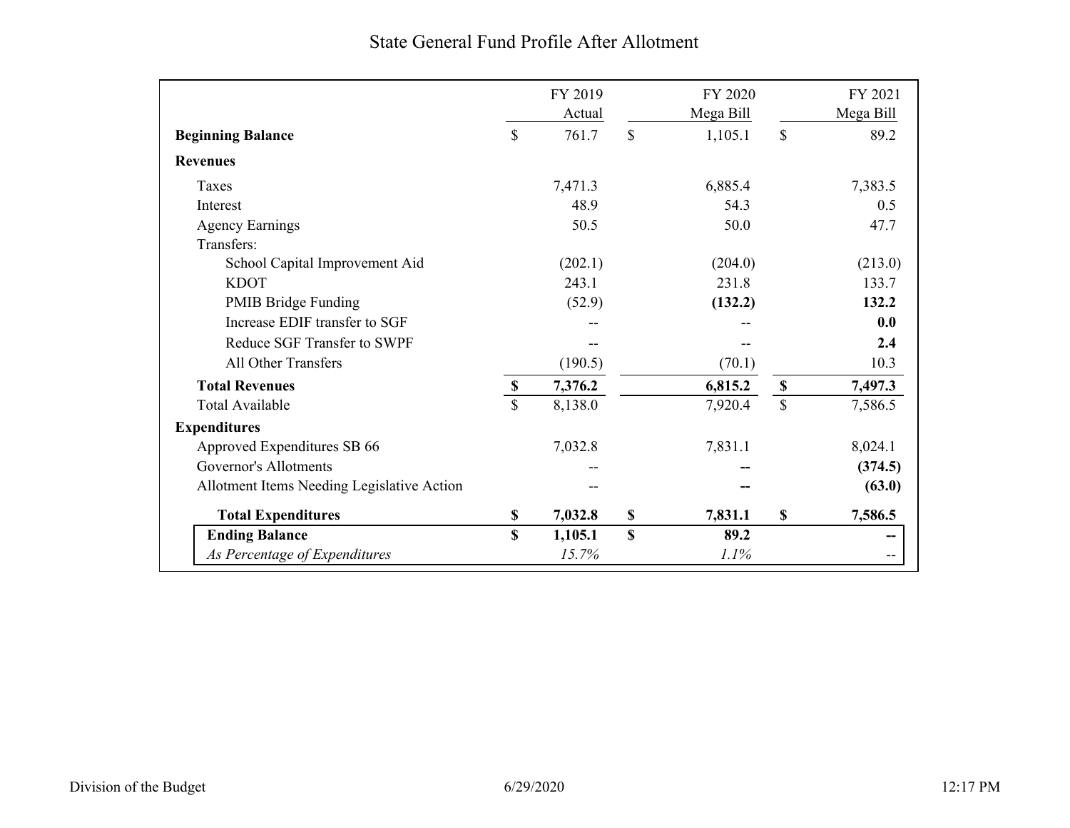# State General Fund Profile After Allotment

| | FY 2019 Actual | FY 2020 Mega Bill | FY 2021 Mega Bill |
|---|---|---|---|
| **Beginning Balance** | $ 761.7 | $ 1,105.1 | $ 89.2 |
| **Revenues** | | | |
| Taxes | 7,471.3 | 6,885.4 | 7,383.5 |
| Interest | 48.9 | 54.3 | 0.5 |
| Agency Earnings | 50.5 | 50.0 | 47.7 |
| Transfers: | | | |
| School Capital Improvement Aid | (202.1) | (204.0) | (213.0) |
| KDOT | 243.1 | 231.8 | 133.7 |
| PMIB Bridge Funding | (52.9) | **(132.2)** | **132.2** |
| Increase EDIF transfer to SGF | -- | -- | **0.0** |
| Reduce SGF Transfer to SWPF | -- | -- | **2.4** |
| All Other Transfers | (190.5) | (70.1) | 10.3 |
| **Total Revenues** | **$ 7,376.2** | **6,815.2** | **$ 7,497.3** |
| Total Available | $ 8,138.0 | 7,920.4 | $ 7,586.5 |
| **Expenditures** | | | |
| Approved Expenditures SB 66 | 7,032.8 | 7,831.1 | 8,024.1 |
| Governor's Allotments | -- | **--** | **(374.5)** |
| Allotment Items Needing Legislative Action | -- | **--** | **(63.0)** |
| **Total Expenditures** | **$ 7,032.8** | **$ 7,831.1** | **$ 7,586.5** |
| **Ending Balance** | **$ 1,105.1** | **$ 89.2** | **--** |
| *As Percentage of Expenditures* | *15.7%* | *1.1%* | -- |

Division of the Budget 6/29/2020 12:17 PM